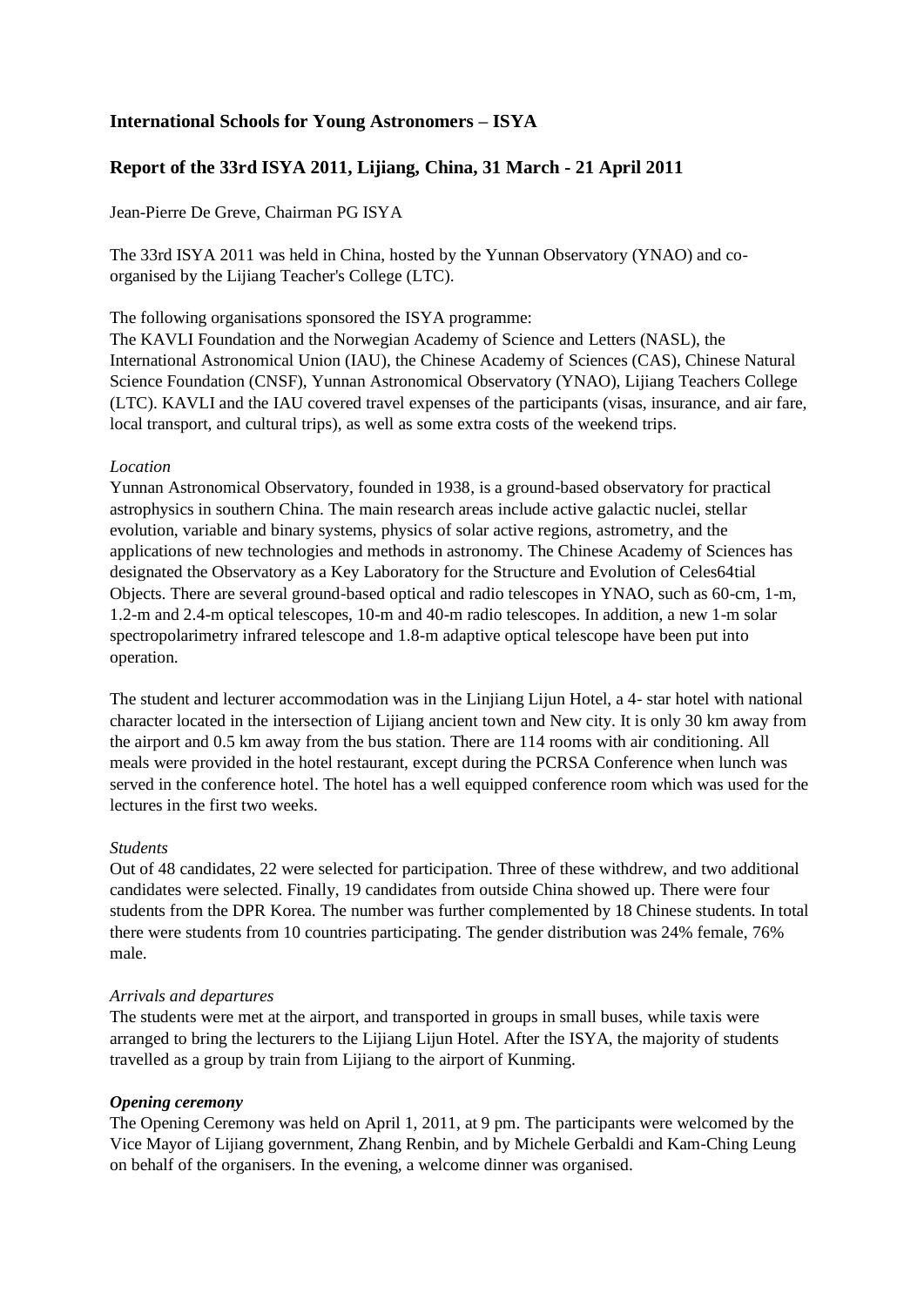## International Schools for Young Astronomers – ISYA

## Report of the 33rd ISYA 2011, Lijiang, China, 31 March - 21 April 2011

Jean-Pierre De Greve, Chairman PG ISYA

The 33rd ISYA 2011 was held in China, hosted by the Yunnan Observatory (YNAO) and co-organised by the Lijiang Teacher's College (LTC).

The following organisations sponsored the ISYA programme:
The KAVLI Foundation and the Norwegian Academy of Science and Letters (NASL), the International Astronomical Union (IAU), the Chinese Academy of Sciences (CAS), Chinese Natural Science Foundation (CNSF), Yunnan Astronomical Observatory (YNAO), Lijiang Teachers College (LTC). KAVLI and the IAU covered travel expenses of the participants (visas, insurance, and air fare, local transport, and cultural trips), as well as some extra costs of the weekend trips.

*Location*
Yunnan Astronomical Observatory, founded in 1938, is a ground-based observatory for practical astrophysics in southern China. The main research areas include active galactic nuclei, stellar evolution, variable and binary systems, physics of solar active regions, astrometry, and the applications of new technologies and methods in astronomy. The Chinese Academy of Sciences has designated the Observatory as a Key Laboratory for the Structure and Evolution of Celes64tial Objects. There are several ground-based optical and radio telescopes in YNAO, such as 60-cm, 1-m, 1.2-m and 2.4-m optical telescopes, 10-m and 40-m radio telescopes. In addition, a new 1-m solar spectropolarimetry infrared telescope and 1.8-m adaptive optical telescope have been put into operation.

The student and lecturer accommodation was in the Linjiang Lijun Hotel, a 4- star hotel with national character located in the intersection of Lijiang ancient town and New city. It is only 30 km away from the airport and 0.5 km away from the bus station. There are 114 rooms with air conditioning. All meals were provided in the hotel restaurant, except during the PCRSA Conference when lunch was served in the conference hotel. The hotel has a well equipped conference room which was used for the lectures in the first two weeks.

*Students*
Out of 48 candidates, 22 were selected for participation. Three of these withdrew, and two additional candidates were selected. Finally, 19 candidates from outside China showed up. There were four students from the DPR Korea. The number was further complemented by 18 Chinese students. In total there were students from 10 countries participating. The gender distribution was 24% female, 76% male.

*Arrivals and departures*
The students were met at the airport, and transported in groups in small buses, while taxis were arranged to bring the lecturers to the Lijiang Lijun Hotel. After the ISYA, the majority of students travelled as a group by train from Lijiang to the airport of Kunming.

***Opening ceremony***
The Opening Ceremony was held on April 1, 2011, at 9 pm. The participants were welcomed by the Vice Mayor of Lijiang government, Zhang Renbin, and by Michele Gerbaldi and Kam-Ching Leung on behalf of the organisers. In the evening, a welcome dinner was organised.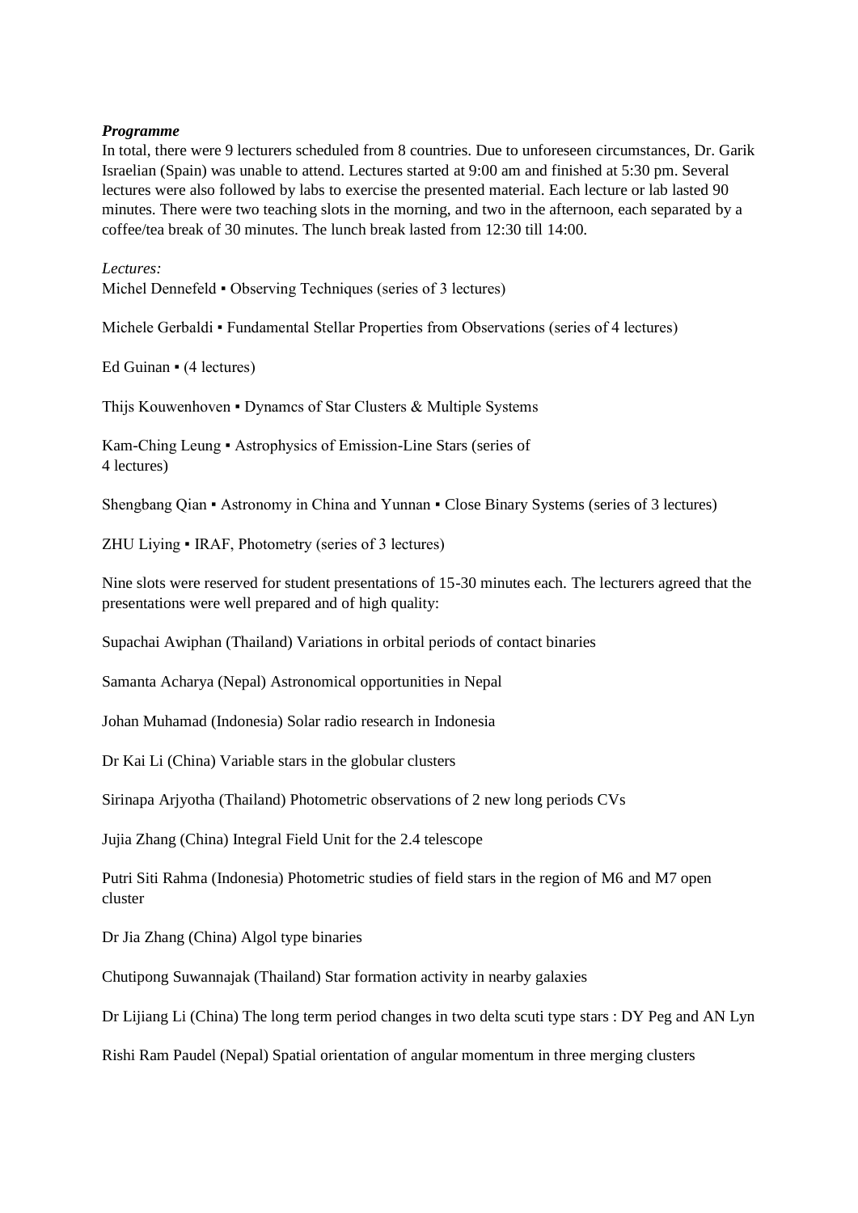***Programme***

In total, there were 9 lecturers scheduled from 8 countries. Due to unforeseen circumstances, Dr. Garik Israelian (Spain) was unable to attend. Lectures started at 9:00 am and finished at 5:30 pm. Several lectures were also followed by labs to exercise the presented material. Each lecture or lab lasted 90 minutes. There were two teaching slots in the morning, and two in the afternoon, each separated by a coffee/tea break of 30 minutes. The lunch break lasted from 12:30 till 14:00.

*Lectures:*

Michel Dennefeld ▪ Observing Techniques (series of 3 lectures)

Michele Gerbaldi ▪ Fundamental Stellar Properties from Observations (series of 4 lectures)

Ed Guinan ▪ (4 lectures)

Thijs Kouwenhoven ▪ Dynamcs of Star Clusters & Multiple Systems

Kam-Ching Leung ▪ Astrophysics of Emission-Line Stars (series of 4 lectures)

Shengbang Qian ▪ Astronomy in China and Yunnan ▪ Close Binary Systems (series of 3 lectures)

ZHU Liying ▪ IRAF, Photometry (series of 3 lectures)

Nine slots were reserved for student presentations of 15-30 minutes each. The lecturers agreed that the presentations were well prepared and of high quality:

Supachai Awiphan (Thailand) Variations in orbital periods of contact binaries

Samanta Acharya (Nepal) Astronomical opportunities in Nepal

Johan Muhamad (Indonesia) Solar radio research in Indonesia

Dr Kai Li (China) Variable stars in the globular clusters

Sirinapa Arjyotha (Thailand) Photometric observations of 2 new long periods CVs

Jujia Zhang (China) Integral Field Unit for the 2.4 telescope

Putri Siti Rahma (Indonesia) Photometric studies of field stars in the region of M6 and M7 open cluster

Dr Jia Zhang (China) Algol type binaries

Chutipong Suwannajak (Thailand) Star formation activity in nearby galaxies

Dr Lijiang Li (China) The long term period changes in two delta scuti type stars : DY Peg and AN Lyn

Rishi Ram Paudel (Nepal) Spatial orientation of angular momentum in three merging clusters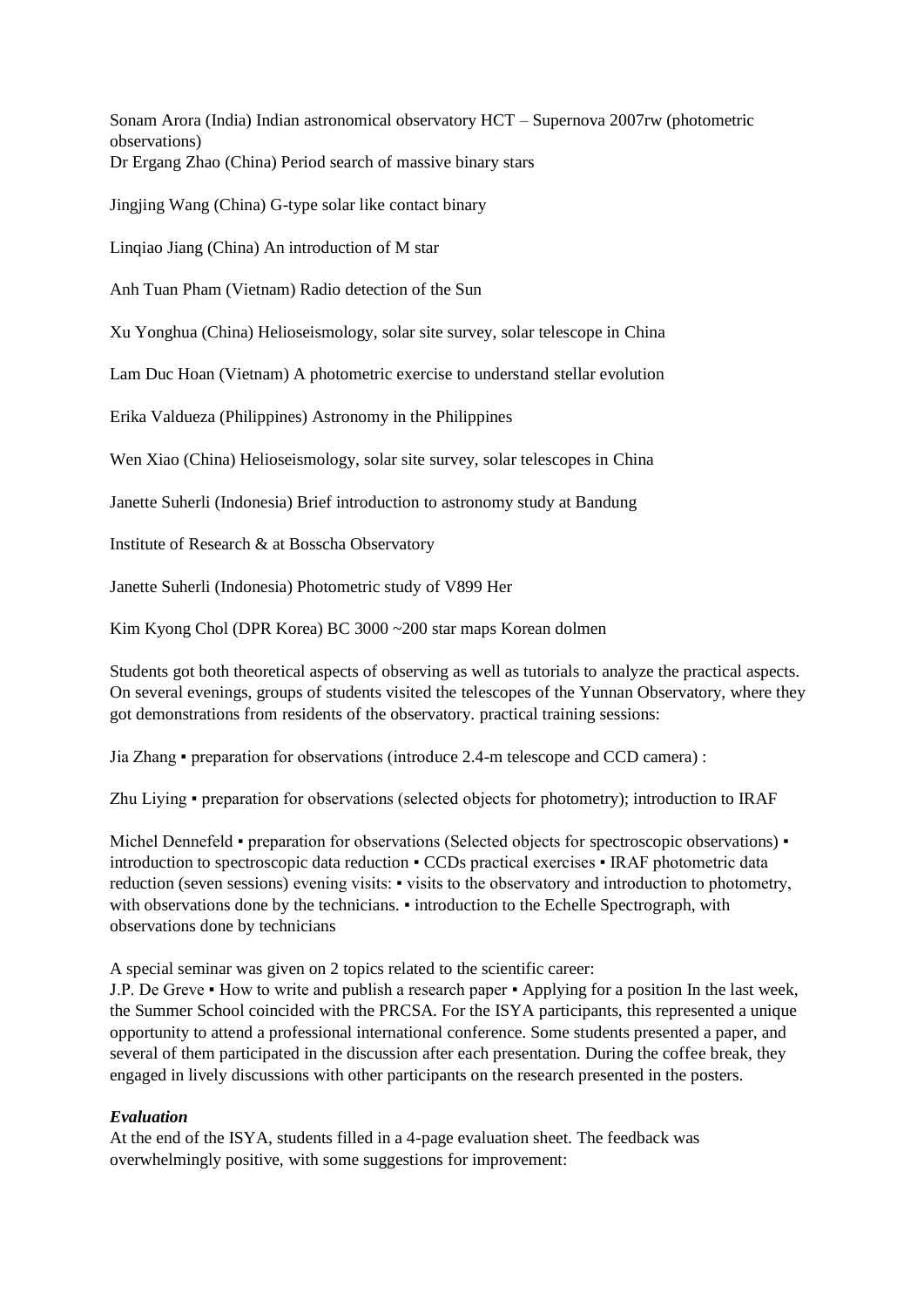Sonam Arora (India) Indian astronomical observatory HCT – Supernova 2007rw (photometric observations)
Dr Ergang Zhao (China) Period search of massive binary stars

Jingjing Wang (China) G-type solar like contact binary

Linqiao Jiang (China) An introduction of M star

Anh Tuan Pham (Vietnam) Radio detection of the Sun

Xu Yonghua (China) Helioseismology, solar site survey, solar telescope in China

Lam Duc Hoan (Vietnam) A photometric exercise to understand stellar evolution

Erika Valdueza (Philippines) Astronomy in the Philippines

Wen Xiao (China) Helioseismology, solar site survey, solar telescopes in China

Janette Suherli (Indonesia) Brief introduction to astronomy study at Bandung

Institute of Research & at Bosscha Observatory

Janette Suherli (Indonesia) Photometric study of V899 Her

Kim Kyong Chol (DPR Korea) BC 3000 ~200 star maps Korean dolmen

Students got both theoretical aspects of observing as well as tutorials to analyze the practical aspects. On several evenings, groups of students visited the telescopes of the Yunnan Observatory, where they got demonstrations from residents of the observatory. practical training sessions:

Jia Zhang ▪ preparation for observations (introduce 2.4-m telescope and CCD camera) :

Zhu Liying ▪ preparation for observations (selected objects for photometry); introduction to IRAF

Michel Dennefeld ▪ preparation for observations (Selected objects for spectroscopic observations) ▪ introduction to spectroscopic data reduction ▪ CCDs practical exercises ▪ IRAF photometric data reduction (seven sessions) evening visits: ▪ visits to the observatory and introduction to photometry, with observations done by the technicians. ▪ introduction to the Echelle Spectrograph, with observations done by technicians

A special seminar was given on 2 topics related to the scientific career:
J.P. De Greve ▪ How to write and publish a research paper ▪ Applying for a position In the last week, the Summer School coincided with the PRCSA. For the ISYA participants, this represented a unique opportunity to attend a professional international conference. Some students presented a paper, and several of them participated in the discussion after each presentation. During the coffee break, they engaged in lively discussions with other participants on the research presented in the posters.

***Evaluation***
At the end of the ISYA, students filled in a 4-page evaluation sheet. The feedback was overwhelmingly positive, with some suggestions for improvement: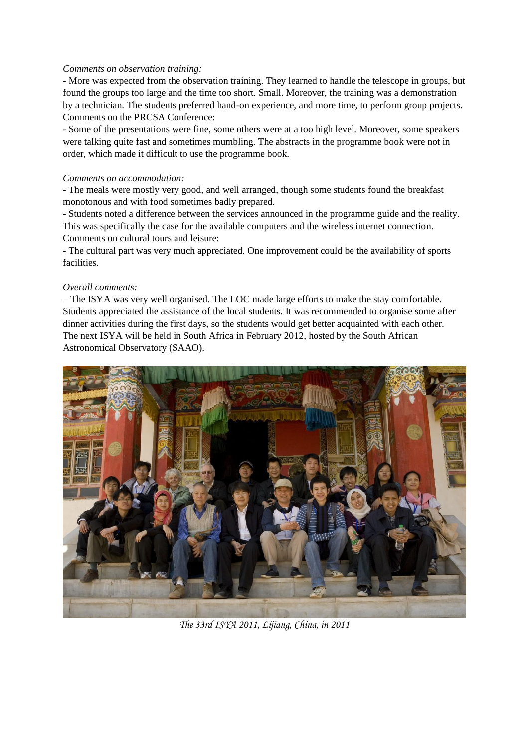*Comments on observation training:*

- More was expected from the observation training. They learned to handle the telescope in groups, but found the groups too large and the time too short. Small. Moreover, the training was a demonstration by a technician. The students preferred hand-on experience, and more time, to perform group projects.

Comments on the PRCSA Conference:

- Some of the presentations were fine, some others were at a too high level. Moreover, some speakers were talking quite fast and sometimes mumbling. The abstracts in the programme book were not in order, which made it difficult to use the programme book.

*Comments on accommodation:*

- The meals were mostly very good, and well arranged, though some students found the breakfast monotonous and with food sometimes badly prepared.
- Students noted a difference between the services announced in the programme guide and the reality. This was specifically the case for the available computers and the wireless internet connection.

Comments on cultural tours and leisure:

- The cultural part was very much appreciated. One improvement could be the availability of sports facilities.

*Overall comments:*

– The ISYA was very well organised. The LOC made large efforts to make the stay comfortable. Students appreciated the assistance of the local students. It was recommended to organise some after dinner activities during the first days, so the students would get better acquainted with each other. The next ISYA will be held in South Africa in February 2012, hosted by the South African Astronomical Observatory (SAAO).

*The 33rd ISYA 2011, Lijiang, China, in 2011*